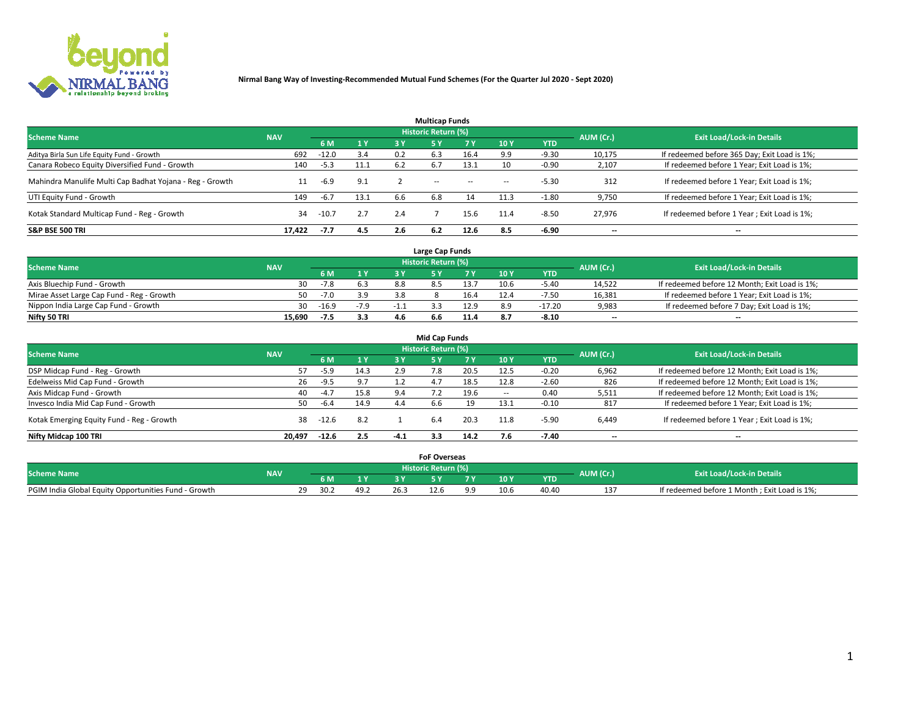**Nirmal Bang Way of Investing-Recommended Mutual Fund Schemes (For the Quarter Jul 2020 - Sept 2020)**

## Multicap Funds

| Scheme Name | NAV | Historic Return (%) | | | | | | | AUM (Cr.) | Exit Load/Lock-in Details |
|---|---|---|---|---|---|---|---|---|---|---|
| | | 6 M | 1 Y | 3 Y | 5 Y | 7 Y | 10 Y | YTD | | |
| Aditya Birla Sun Life Equity Fund - Growth | 692 | -12.0 | 3.4 | 0.2 | 6.3 | 16.4 | 9.9 | -9.30 | 10,175 | If redeemed before 365 Day; Exit Load is 1%; |
| Canara Robeco Equity Diversified Fund - Growth | 140 | -5.3 | 11.1 | 6.2 | 6.7 | 13.1 | 10 | -0.90 | 2,107 | If redeemed before 1 Year; Exit Load is 1%; |
| Mahindra Manulife Multi Cap Badhat Yojana - Reg - Growth | 11 | -6.9 | 9.1 | 2 | -- | -- | -- | -5.30 | 312 | If redeemed before 1 Year; Exit Load is 1%; |
| UTI Equity Fund - Growth | 149 | -6.7 | 13.1 | 6.6 | 6.8 | 14 | 11.3 | -1.80 | 9,750 | If redeemed before 1 Year; Exit Load is 1%; |
| Kotak Standard Multicap Fund - Reg - Growth | 34 | -10.7 | 2.7 | 2.4 | 7 | 15.6 | 11.4 | -8.50 | 27,976 | If redeemed before 1 Year ; Exit Load is 1%; |
| **S&P BSE 500 TRI** | **17,422** | **-7.7** | **4.5** | **2.6** | **6.2** | **12.6** | **8.5** | **-6.90** | **--** | **--** |

## Large Cap Funds

| Scheme Name | NAV | Historic Return (%) | | | | | | | AUM (Cr.) | Exit Load/Lock-in Details |
|---|---|---|---|---|---|---|---|---|---|---|
| | | 6 M | 1 Y | 3 Y | 5 Y | 7 Y | 10 Y | YTD | | |
| Axis Bluechip Fund - Growth | 30 | -7.8 | 6.3 | 8.8 | 8.5 | 13.7 | 10.6 | -5.40 | 14,522 | If redeemed before 12 Month; Exit Load is 1%; |
| Mirae Asset Large Cap Fund - Reg - Growth | 50 | -7.0 | 3.9 | 3.8 | 8 | 16.4 | 12.4 | -7.50 | 16,381 | If redeemed before 1 Year; Exit Load is 1%; |
| Nippon India Large Cap Fund - Growth | 30 | -16.9 | -7.9 | -1.1 | 3.3 | 12.9 | 8.9 | -17.20 | 9,983 | If redeemed before 7 Day; Exit Load is 1%; |
| **Nifty 50 TRI** | **15,690** | **-7.5** | **3.3** | **4.6** | **6.6** | **11.4** | **8.7** | **-8.10** | **--** | **--** |

## Mid Cap Funds

| Scheme Name | NAV | Historic Return (%) | | | | | | | AUM (Cr.) | Exit Load/Lock-in Details |
|---|---|---|---|---|---|---|---|---|---|---|
| | | 6 M | 1 Y | 3 Y | 5 Y | 7 Y | 10 Y | YTD | | |
| DSP Midcap Fund - Reg - Growth | 57 | -5.9 | 14.3 | 2.9 | 7.8 | 20.5 | 12.5 | -0.20 | 6,962 | If redeemed before 12 Month; Exit Load is 1%; |
| Edelweiss Mid Cap Fund - Growth | 26 | -9.5 | 9.7 | 1.2 | 4.7 | 18.5 | 12.8 | -2.60 | 826 | If redeemed before 12 Month; Exit Load is 1%; |
| Axis Midcap Fund - Growth | 40 | -4.7 | 15.8 | 9.4 | 7.2 | 19.6 | -- | 0.40 | 5,511 | If redeemed before 12 Month; Exit Load is 1%; |
| Invesco India Mid Cap Fund - Growth | 50 | -6.4 | 14.9 | 4.4 | 6.6 | 19 | 13.1 | -0.10 | 817 | If redeemed before 1 Year; Exit Load is 1%; |
| Kotak Emerging Equity Fund - Reg - Growth | 38 | -12.6 | 8.2 | 1 | 6.4 | 20.3 | 11.8 | -5.90 | 6,449 | If redeemed before 1 Year ; Exit Load is 1%; |
| **Nifty Midcap 100 TRI** | **20,497** | **-12.6** | **2.5** | **-4.1** | **3.3** | **14.2** | **7.6** | **-7.40** | **--** | **--** |

## FoF Overseas

| Scheme Name | NAV | Historic Return (%) | | | | | | | AUM (Cr.) | Exit Load/Lock-in Details |
|---|---|---|---|---|---|---|---|---|---|---|
| | | 6 M | 1 Y | 3 Y | 5 Y | 7 Y | 10 Y | YTD | | |
| PGIM India Global Equity Opportunities Fund - Growth | 29 | 30.2 | 49.2 | 26.3 | 12.6 | 9.9 | 10.6 | 40.40 | 137 | If redeemed before 1 Month ; Exit Load is 1%; |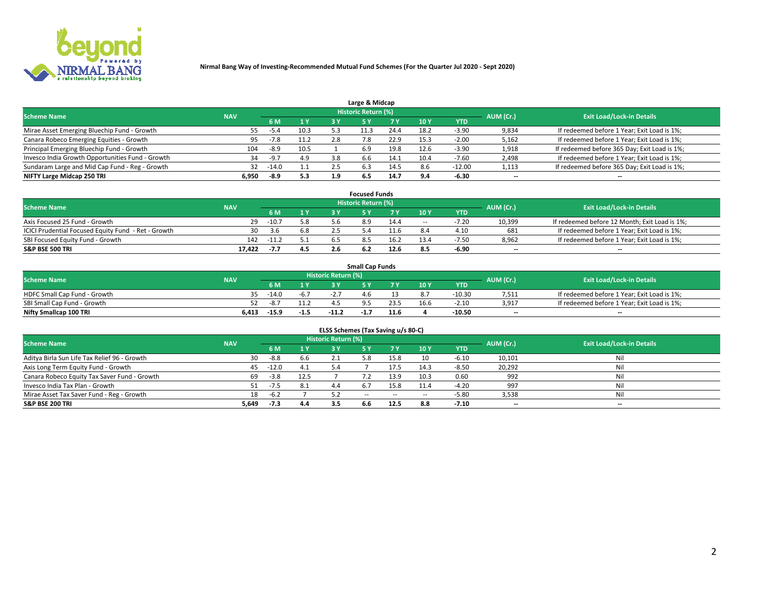**Nirmal Bang Way of Investing-Recommended Mutual Fund Schemes (For the Quarter Jul 2020 - Sept 2020)**

### Large & Midcap

| Scheme Name | NAV | Historic Return (%) | | | | | | | AUM (Cr.) | Exit Load/Lock-in Details |
|---|---|---|---|---|---|---|---|---|---|---|
| | | 6 M | 1 Y | 3 Y | 5 Y | 7 Y | 10 Y | YTD | | |
| Mirae Asset Emerging Bluechip Fund - Growth | 55 | -5.4 | 10.3 | 5.3 | 11.3 | 24.4 | 18.2 | -3.90 | 9,834 | If redeemed before 1 Year; Exit Load is 1%; |
| Canara Robeco Emerging Equities - Growth | 95 | -7.8 | 11.2 | 2.8 | 7.8 | 22.9 | 15.3 | -2.00 | 5,162 | If redeemed before 1 Year; Exit Load is 1%; |
| Principal Emerging Bluechip Fund - Growth | 104 | -8.9 | 10.5 | 1 | 6.9 | 19.8 | 12.6 | -3.90 | 1,918 | If redeemed before 365 Day; Exit Load is 1%; |
| Invesco India Growth Opportunities Fund - Growth | 34 | -9.7 | 4.9 | 3.8 | 6.6 | 14.1 | 10.4 | -7.60 | 2,498 | If redeemed before 1 Year; Exit Load is 1%; |
| Sundaram Large and Mid Cap Fund - Reg - Growth | 32 | -14.0 | 1.1 | 2.5 | 6.3 | 14.5 | 8.6 | -12.00 | 1,113 | If redeemed before 365 Day; Exit Load is 1%; |
| **NIFTY Large Midcap 250 TRI** | **6,950** | **-8.9** | **5.3** | **1.9** | **6.5** | **14.7** | **9.4** | **-6.30** | -- | -- |

### Focused Funds

| Scheme Name | NAV | Historic Return (%) | | | | | | | AUM (Cr.) | Exit Load/Lock-in Details |
|---|---|---|---|---|---|---|---|---|---|---|
| | | 6 M | 1 Y | 3 Y | 5 Y | 7 Y | 10 Y | YTD | | |
| Axis Focused 25 Fund - Growth | 29 | -10.7 | 5.8 | 5.6 | 8.9 | 14.4 | -- | -7.20 | 10,399 | If redeemed before 12 Month; Exit Load is 1%; |
| ICICI Prudential Focused Equity Fund - Ret - Growth | 30 | 3.6 | 6.8 | 2.5 | 5.4 | 11.6 | 8.4 | 4.10 | 681 | If redeemed before 1 Year; Exit Load is 1%; |
| SBI Focused Equity Fund - Growth | 142 | -11.2 | 5.1 | 6.5 | 8.5 | 16.2 | 13.4 | -7.50 | 8,962 | If redeemed before 1 Year; Exit Load is 1%; |
| **S&P BSE 500 TRI** | **17,422** | **-7.7** | **4.5** | **2.6** | **6.2** | **12.6** | **8.5** | **-6.90** | -- | -- |

### Small Cap Funds

| Scheme Name | NAV | Historic Return (%) | | | | | | | AUM (Cr.) | Exit Load/Lock-in Details |
|---|---|---|---|---|---|---|---|---|---|---|
| | | 6 M | 1 Y | 3 Y | 5 Y | 7 Y | 10 Y | YTD | | |
| HDFC Small Cap Fund - Growth | 35 | -14.0 | -6.7 | -2.7 | 4.6 | 13 | 8.7 | -10.30 | 7,511 | If redeemed before 1 Year; Exit Load is 1%; |
| SBI Small Cap Fund - Growth | 52 | -8.7 | 11.2 | 4.5 | 9.5 | 23.5 | 16.6 | -2.10 | 3,917 | If redeemed before 1 Year; Exit Load is 1%; |
| **Nifty Smallcap 100 TRI** | **6,413** | **-15.9** | **-1.5** | **-11.2** | **-1.7** | **11.6** | **4** | **-10.50** | -- | -- |

### ELSS Schemes (Tax Saving u/s 80-C)

| Scheme Name | NAV | Historic Return (%) | | | | | | | AUM (Cr.) | Exit Load/Lock-in Details |
|---|---|---|---|---|---|---|---|---|---|---|
| | | 6 M | 1 Y | 3 Y | 5 Y | 7 Y | 10 Y | YTD | | |
| Aditya Birla Sun Life Tax Relief 96 - Growth | 30 | -8.8 | 6.6 | 2.1 | 5.8 | 15.8 | 10 | -6.10 | 10,101 | Nil |
| Axis Long Term Equity Fund - Growth | 45 | -12.0 | 4.1 | 5.4 | 7 | 17.5 | 14.3 | -8.50 | 20,292 | Nil |
| Canara Robeco Equity Tax Saver Fund - Growth | 69 | -3.8 | 12.5 | 7 | 7.2 | 13.9 | 10.3 | 0.60 | 992 | Nil |
| Invesco India Tax Plan - Growth | 51 | -7.5 | 8.1 | 4.4 | 6.7 | 15.8 | 11.4 | -4.20 | 997 | Nil |
| Mirae Asset Tax Saver Fund - Reg - Growth | 18 | -6.2 | 7 | 5.2 | -- | -- | -- | -5.80 | 3,538 | Nil |
| **S&P BSE 200 TRI** | **5,649** | **-7.3** | **4.4** | **3.5** | **6.6** | **12.5** | **8.8** | **-7.10** | -- | -- |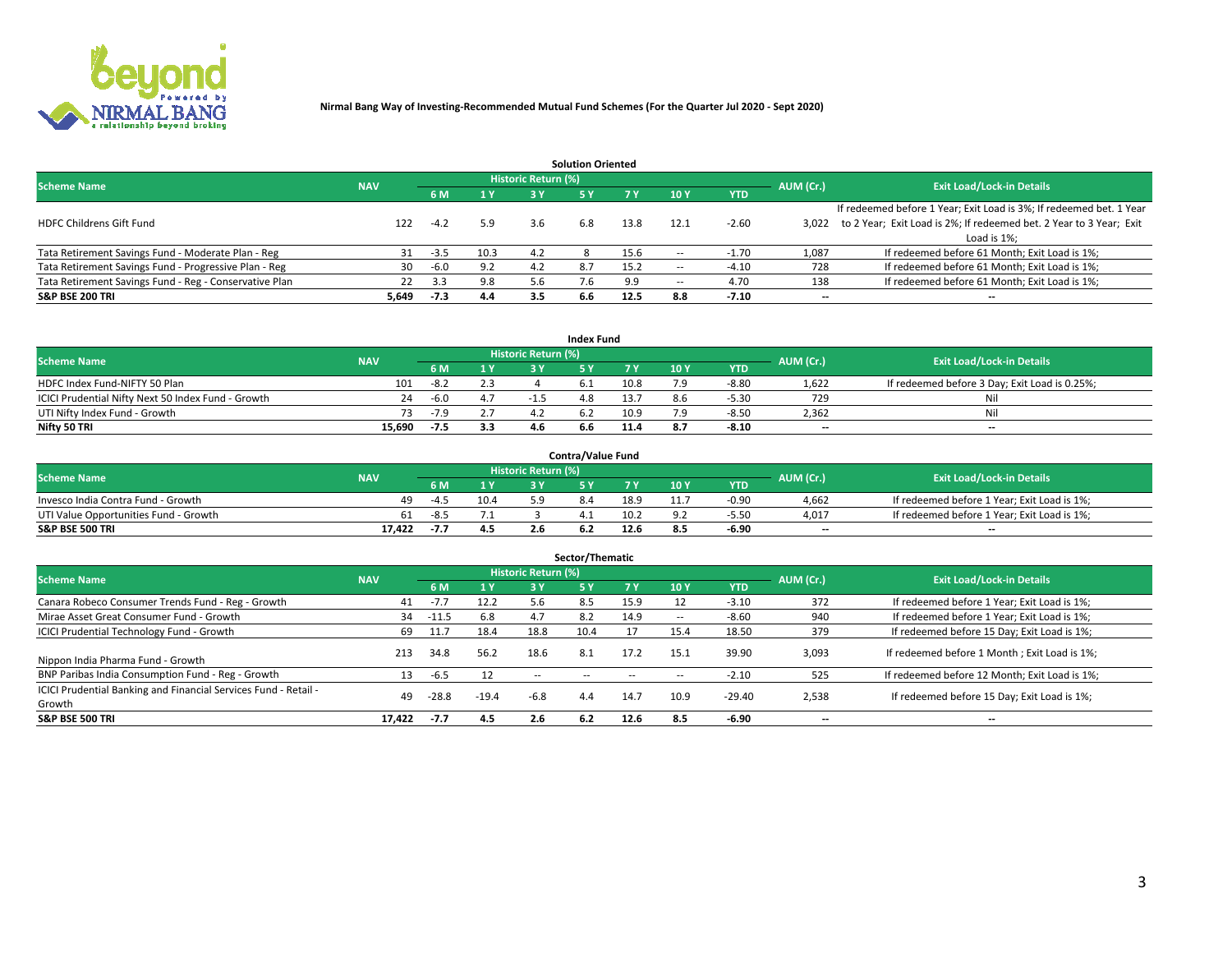**Nirmal Bang Way of Investing-Recommended Mutual Fund Schemes (For the Quarter Jul 2020 - Sept 2020)**

### Solution Oriented

| Scheme Name | NAV | Historic Return (%) | | | | | | | AUM (Cr.) | Exit Load/Lock-in Details |
|---|---|---|---|---|---|---|---|---|---|---|
| | | 6 M | 1 Y | 3 Y | 5 Y | 7 Y | 10 Y | YTD | | |
| HDFC Childrens Gift Fund | 122 | -4.2 | 5.9 | 3.6 | 6.8 | 13.8 | 12.1 | -2.60 | 3,022 | If redeemed before 1 Year; Exit Load is 3%; If redeemed bet. 1 Year to 2 Year; Exit Load is 2%; If redeemed bet. 2 Year to 3 Year; Exit Load is 1%; |
| Tata Retirement Savings Fund - Moderate Plan - Reg | 31 | -3.5 | 10.3 | 4.2 | 8 | 15.6 | -- | -1.70 | 1,087 | If redeemed before 61 Month; Exit Load is 1%; |
| Tata Retirement Savings Fund - Progressive Plan - Reg | 30 | -6.0 | 9.2 | 4.2 | 8.7 | 15.2 | -- | -4.10 | 728 | If redeemed before 61 Month; Exit Load is 1%; |
| Tata Retirement Savings Fund - Reg - Conservative Plan | 22 | 3.3 | 9.8 | 5.6 | 7.6 | 9.9 | -- | 4.70 | 138 | If redeemed before 61 Month; Exit Load is 1%; |
| **S&P BSE 200 TRI** | **5,649** | **-7.3** | **4.4** | **3.5** | **6.6** | **12.5** | **8.8** | **-7.10** | **--** | **--** |

### Index Fund

| Scheme Name | NAV | Historic Return (%) | | | | | | | AUM (Cr.) | Exit Load/Lock-in Details |
|---|---|---|---|---|---|---|---|---|---|---|
| | | 6 M | 1 Y | 3 Y | 5 Y | 7 Y | 10 Y | YTD | | |
| HDFC Index Fund-NIFTY 50 Plan | 101 | -8.2 | 2.3 | 4 | 6.1 | 10.8 | 7.9 | -8.80 | 1,622 | If redeemed before 3 Day; Exit Load is 0.25%; |
| ICICI Prudential Nifty Next 50 Index Fund - Growth | 24 | -6.0 | 4.7 | -1.5 | 4.8 | 13.7 | 8.6 | -5.30 | 729 | Nil |
| UTI Nifty Index Fund - Growth | 73 | -7.9 | 2.7 | 4.2 | 6.2 | 10.9 | 7.9 | -8.50 | 2,362 | Nil |
| **Nifty 50 TRI** | **15,690** | **-7.5** | **3.3** | **4.6** | **6.6** | **11.4** | **8.7** | **-8.10** | **--** | **--** |

### Contra/Value Fund

| Scheme Name | NAV | Historic Return (%) | | | | | | | AUM (Cr.) | Exit Load/Lock-in Details |
|---|---|---|---|---|---|---|---|---|---|---|
| | | 6 M | 1 Y | 3 Y | 5 Y | 7 Y | 10 Y | YTD | | |
| Invesco India Contra Fund - Growth | 49 | -4.5 | 10.4 | 5.9 | 8.4 | 18.9 | 11.7 | -0.90 | 4,662 | If redeemed before 1 Year; Exit Load is 1%; |
| UTI Value Opportunities Fund - Growth | 61 | -8.5 | 7.1 | 3 | 4.1 | 10.2 | 9.2 | -5.50 | 4,017 | If redeemed before 1 Year; Exit Load is 1%; |
| **S&P BSE 500 TRI** | **17,422** | **-7.7** | **4.5** | **2.6** | **6.2** | **12.6** | **8.5** | **-6.90** | **--** | **--** |

### Sector/Thematic

| Scheme Name | NAV | Historic Return (%) | | | | | | | AUM (Cr.) | Exit Load/Lock-in Details |
|---|---|---|---|---|---|---|---|---|---|---|
| | | 6 M | 1 Y | 3 Y | 5 Y | 7 Y | 10 Y | YTD | | |
| Canara Robeco Consumer Trends Fund - Reg - Growth | 41 | -7.7 | 12.2 | 5.6 | 8.5 | 15.9 | 12 | -3.10 | 372 | If redeemed before 1 Year; Exit Load is 1%; |
| Mirae Asset Great Consumer Fund - Growth | 34 | -11.5 | 6.8 | 4.7 | 8.2 | 14.9 | -- | -8.60 | 940 | If redeemed before 1 Year; Exit Load is 1%; |
| ICICI Prudential Technology Fund - Growth | 69 | 11.7 | 18.4 | 18.8 | 10.4 | 17 | 15.4 | 18.50 | 379 | If redeemed before 15 Day; Exit Load is 1%; |
| Nippon India Pharma Fund - Growth | 213 | 34.8 | 56.2 | 18.6 | 8.1 | 17.2 | 15.1 | 39.90 | 3,093 | If redeemed before 1 Month ; Exit Load is 1%; |
| BNP Paribas India Consumption Fund - Reg - Growth | 13 | -6.5 | 12 | -- | -- | -- | -- | -2.10 | 525 | If redeemed before 12 Month; Exit Load is 1%; |
| ICICI Prudential Banking and Financial Services Fund - Retail - Growth | 49 | -28.8 | -19.4 | -6.8 | 4.4 | 14.7 | 10.9 | -29.40 | 2,538 | If redeemed before 15 Day; Exit Load is 1%; |
| **S&P BSE 500 TRI** | **17,422** | **-7.7** | **4.5** | **2.6** | **6.2** | **12.6** | **8.5** | **-6.90** | **--** | **--** |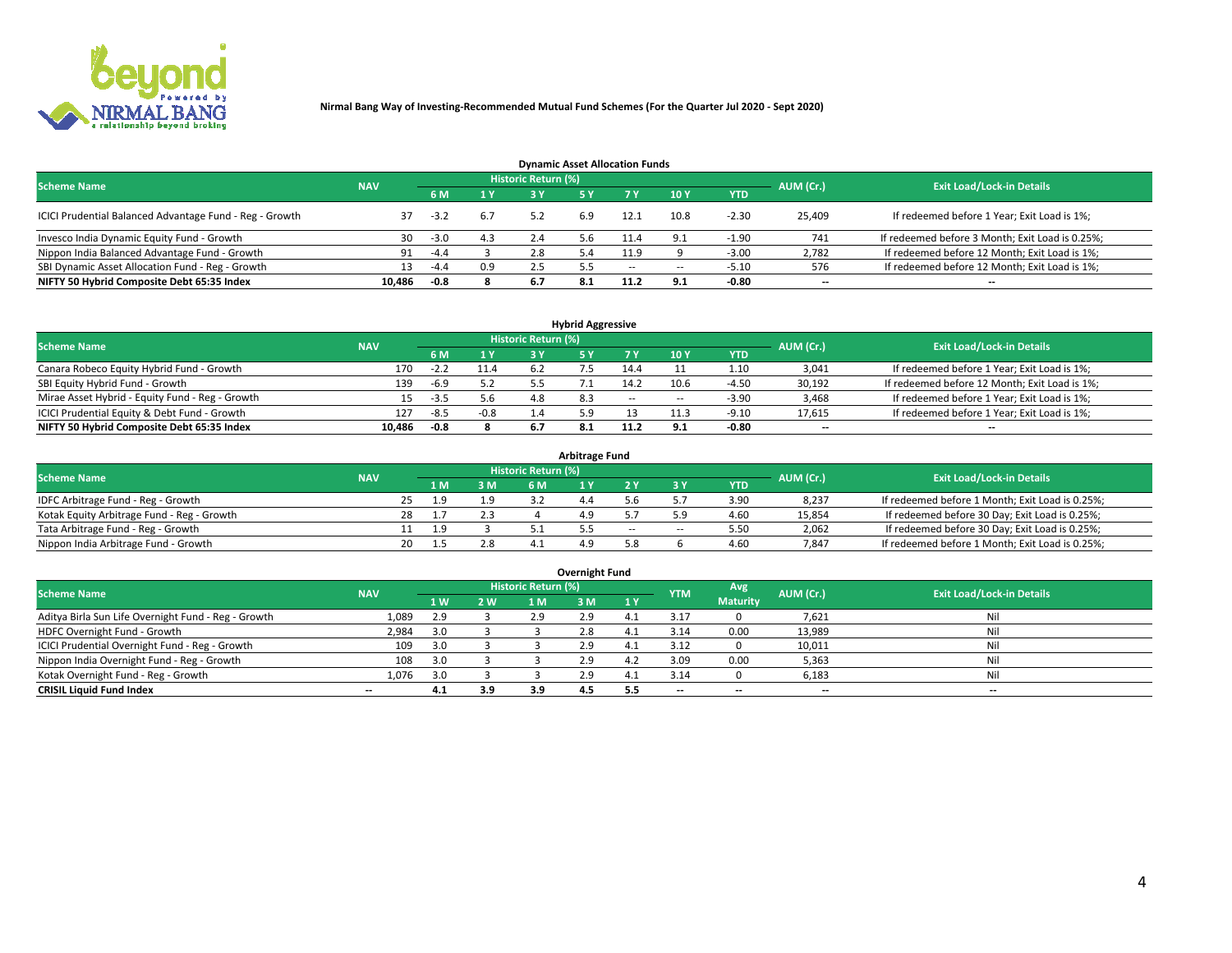**Nirmal Bang Way of Investing-Recommended Mutual Fund Schemes (For the Quarter Jul 2020 - Sept 2020)**

### Dynamic Asset Allocation Funds

| Scheme Name | NAV | Historic Return (%) | | | | | | | AUM (Cr.) | Exit Load/Lock-in Details |
|---|---|---|---|---|---|---|---|---|---|---|
| | | 6 M | 1 Y | 3 Y | 5 Y | 7 Y | 10 Y | YTD | | |
| ICICI Prudential Balanced Advantage Fund - Reg - Growth | 37 | -3.2 | 6.7 | 5.2 | 6.9 | 12.1 | 10.8 | -2.30 | 25,409 | If redeemed before 1 Year; Exit Load is 1%; |
| Invesco India Dynamic Equity Fund - Growth | 30 | -3.0 | 4.3 | 2.4 | 5.6 | 11.4 | 9.1 | -1.90 | 741 | If redeemed before 3 Month; Exit Load is 0.25%; |
| Nippon India Balanced Advantage Fund - Growth | 91 | -4.4 | 3 | 2.8 | 5.4 | 11.9 | 9 | -3.00 | 2,782 | If redeemed before 12 Month; Exit Load is 1%; |
| SBI Dynamic Asset Allocation Fund - Reg - Growth | 13 | -4.4 | 0.9 | 2.5 | 5.5 | -- | -- | -5.10 | 576 | If redeemed before 12 Month; Exit Load is 1%; |
| **NIFTY 50 Hybrid Composite Debt 65:35 Index** | **10,486** | **-0.8** | **8** | **6.7** | **8.1** | **11.2** | **9.1** | **-0.80** | **--** | **--** |

### Hybrid Aggressive

| Scheme Name | NAV | Historic Return (%) | | | | | | | AUM (Cr.) | Exit Load/Lock-in Details |
|---|---|---|---|---|---|---|---|---|---|---|
| | | 6 M | 1 Y | 3 Y | 5 Y | 7 Y | 10 Y | YTD | | |
| Canara Robeco Equity Hybrid Fund - Growth | 170 | -2.2 | 11.4 | 6.2 | 7.5 | 14.4 | 11 | 1.10 | 3,041 | If redeemed before 1 Year; Exit Load is 1%; |
| SBI Equity Hybrid Fund - Growth | 139 | -6.9 | 5.2 | 5.5 | 7.1 | 14.2 | 10.6 | -4.50 | 30,192 | If redeemed before 12 Month; Exit Load is 1%; |
| Mirae Asset Hybrid - Equity Fund - Reg - Growth | 15 | -3.5 | 5.6 | 4.8 | 8.3 | -- | -- | -3.90 | 3,468 | If redeemed before 1 Year; Exit Load is 1%; |
| ICICI Prudential Equity & Debt Fund - Growth | 127 | -8.5 | -0.8 | 1.4 | 5.9 | 13 | 11.3 | -9.10 | 17,615 | If redeemed before 1 Year; Exit Load is 1%; |
| **NIFTY 50 Hybrid Composite Debt 65:35 Index** | **10,486** | **-0.8** | **8** | **6.7** | **8.1** | **11.2** | **9.1** | **-0.80** | **--** | **--** |

### Arbitrage Fund

| Scheme Name | NAV | Historic Return (%) | | | | | | | AUM (Cr.) | Exit Load/Lock-in Details |
|---|---|---|---|---|---|---|---|---|---|---|
| | | 1 M | 3 M | 6 M | 1 Y | 2 Y | 3 Y | YTD | | |
| IDFC Arbitrage Fund - Reg - Growth | 25 | 1.9 | 1.9 | 3.2 | 4.4 | 5.6 | 5.7 | 3.90 | 8,237 | If redeemed before 1 Month; Exit Load is 0.25%; |
| Kotak Equity Arbitrage Fund - Reg - Growth | 28 | 1.7 | 2.3 | 4 | 4.9 | 5.7 | 5.9 | 4.60 | 15,854 | If redeemed before 30 Day; Exit Load is 0.25%; |
| Tata Arbitrage Fund - Reg - Growth | 11 | 1.9 | 3 | 5.1 | 5.5 | -- | -- | 5.50 | 2,062 | If redeemed before 30 Day; Exit Load is 0.25%; |
| Nippon India Arbitrage Fund - Growth | 20 | 1.5 | 2.8 | 4.1 | 4.9 | 5.8 | 6 | 4.60 | 7,847 | If redeemed before 1 Month; Exit Load is 0.25%; |

### Overnight Fund

| Scheme Name | NAV | Historic Return (%) | | | | | YTM | Avg Maturity | AUM (Cr.) | Exit Load/Lock-in Details |
|---|---|---|---|---|---|---|---|---|---|---|
| | | 1 W | 2 W | 1 M | 3 M | 1 Y | | | | |
| Aditya Birla Sun Life Overnight Fund - Reg - Growth | 1,089 | 2.9 | 3 | 2.9 | 2.9 | 4.1 | 3.17 | 0 | 7,621 | Nil |
| HDFC Overnight Fund - Growth | 2,984 | 3.0 | 3 | 3 | 2.8 | 4.1 | 3.14 | 0.00 | 13,989 | Nil |
| ICICI Prudential Overnight Fund - Reg - Growth | 109 | 3.0 | 3 | 3 | 2.9 | 4.1 | 3.12 | 0 | 10,011 | Nil |
| Nippon India Overnight Fund - Reg - Growth | 108 | 3.0 | 3 | 3 | 2.9 | 4.2 | 3.09 | 0.00 | 5,363 | Nil |
| Kotak Overnight Fund - Reg - Growth | 1,076 | 3.0 | 3 | 3 | 2.9 | 4.1 | 3.14 | 0 | 6,183 | Nil |
| **CRISIL Liquid Fund Index** | **--** | **4.1** | **3.9** | **3.9** | **4.5** | **5.5** | **--** | **--** | **--** | **--** |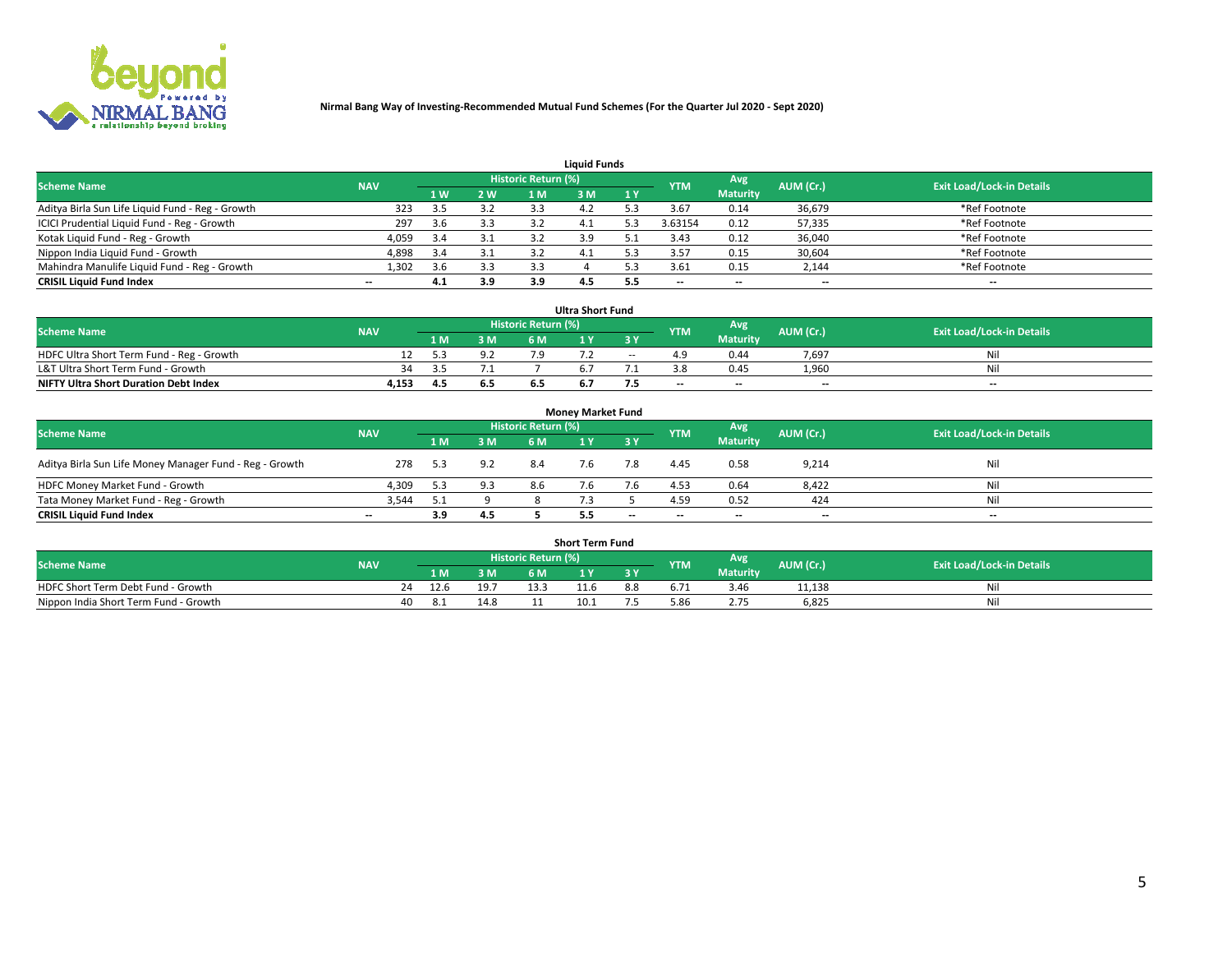**Nirmal Bang Way of Investing-Recommended Mutual Fund Schemes (For the Quarter Jul 2020 - Sept 2020)**

### Liquid Funds

| Scheme Name | NAV | Historic Return (%) | | | | | YTM | Avg Maturity | AUM (Cr.) | Exit Load/Lock-in Details |
|---|---|---|---|---|---|---|---|---|---|---|
| | | 1 W | 2 W | 1 M | 3 M | 1 Y | | | | |
| Aditya Birla Sun Life Liquid Fund - Reg - Growth | 323 | 3.5 | 3.2 | 3.3 | 4.2 | 5.3 | 3.67 | 0.14 | 36,679 | *Ref Footnote |
| ICICI Prudential Liquid Fund - Reg - Growth | 297 | 3.6 | 3.3 | 3.2 | 4.1 | 5.3 | 3.63154 | 0.12 | 57,335 | *Ref Footnote |
| Kotak Liquid Fund - Reg - Growth | 4,059 | 3.4 | 3.1 | 3.2 | 3.9 | 5.1 | 3.43 | 0.12 | 36,040 | *Ref Footnote |
| Nippon India Liquid Fund - Growth | 4,898 | 3.4 | 3.1 | 3.2 | 4.1 | 5.3 | 3.57 | 0.15 | 30,604 | *Ref Footnote |
| Mahindra Manulife Liquid Fund - Reg - Growth | 1,302 | 3.6 | 3.3 | 3.3 | 4 | 5.3 | 3.61 | 0.15 | 2,144 | *Ref Footnote |
| **CRISIL Liquid Fund Index** | -- | **4.1** | **3.9** | **3.9** | **4.5** | **5.5** | -- | -- | -- | -- |

### Ultra Short Fund

| Scheme Name | NAV | Historic Return (%) | | | | | YTM | Avg Maturity | AUM (Cr.) | Exit Load/Lock-in Details |
|---|---|---|---|---|---|---|---|---|---|---|
| | | 1 M | 3 M | 6 M | 1 Y | 3 Y | | | | |
| HDFC Ultra Short Term Fund - Reg - Growth | 12 | 5.3 | 9.2 | 7.9 | 7.2 | -- | 4.9 | 0.44 | 7,697 | Nil |
| L&T Ultra Short Term Fund - Growth | 34 | 3.5 | 7.1 | 7 | 6.7 | 7.1 | 3.8 | 0.45 | 1,960 | Nil |
| **NIFTY Ultra Short Duration Debt Index** | **4,153** | **4.5** | **6.5** | **6.5** | **6.7** | **7.5** | -- | -- | -- | -- |

### Money Market Fund

| Scheme Name | NAV | Historic Return (%) | | | | | YTM | Avg Maturity | AUM (Cr.) | Exit Load/Lock-in Details |
|---|---|---|---|---|---|---|---|---|---|---|
| | | 1 M | 3 M | 6 M | 1 Y | 3 Y | | | | |
| Aditya Birla Sun Life Money Manager Fund - Reg - Growth | 278 | 5.3 | 9.2 | 8.4 | 7.6 | 7.8 | 4.45 | 0.58 | 9,214 | Nil |
| HDFC Money Market Fund - Growth | 4,309 | 5.3 | 9.3 | 8.6 | 7.6 | 7.6 | 4.53 | 0.64 | 8,422 | Nil |
| Tata Money Market Fund - Reg - Growth | 3,544 | 5.1 | 9 | 8 | 7.3 | 5 | 4.59 | 0.52 | 424 | Nil |
| **CRISIL Liquid Fund Index** | -- | **3.9** | **4.5** | **5** | **5.5** | -- | -- | -- | -- | -- |

### Short Term Fund

| Scheme Name | NAV | Historic Return (%) | | | | | YTM | Avg Maturity | AUM (Cr.) | Exit Load/Lock-in Details |
|---|---|---|---|---|---|---|---|---|---|---|
| | | 1 M | 3 M | 6 M | 1 Y | 3 Y | | | | |
| HDFC Short Term Debt Fund - Growth | 24 | 12.6 | 19.7 | 13.3 | 11.6 | 8.8 | 6.71 | 3.46 | 11,138 | Nil |
| Nippon India Short Term Fund - Growth | 40 | 8.1 | 14.8 | 11 | 10.1 | 7.5 | 5.86 | 2.75 | 6,825 | Nil |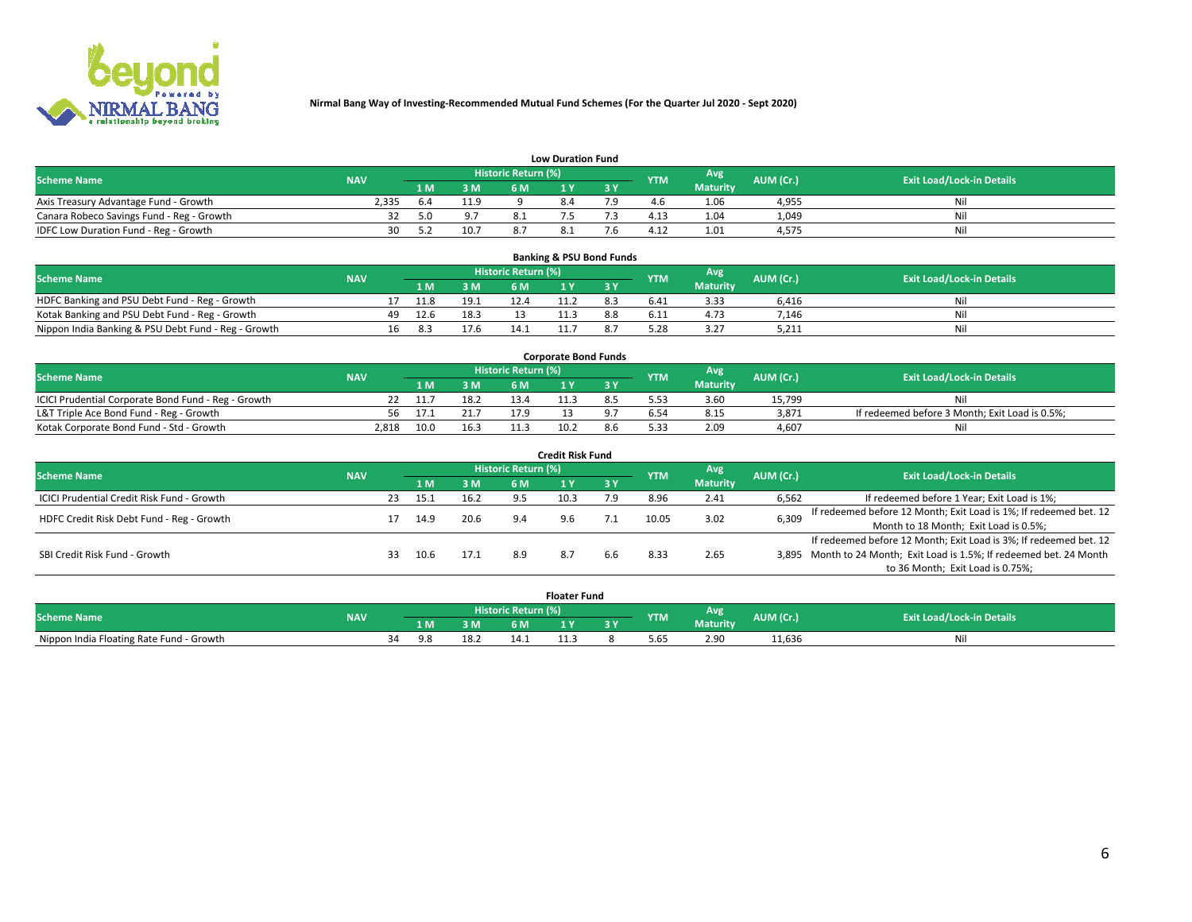Nirmal Bang Way of Investing-Recommended Mutual Fund Schemes (For the Quarter Jul 2020 - Sept 2020)

### Low Duration Fund

| Scheme Name | NAV | Historic Return (%) | | | | | YTM | Avg Maturity | AUM (Cr.) | Exit Load/Lock-in Details |
|---|---|---|---|---|---|---|---|---|---|---|
| | | 1 M | 3 M | 6 M | 1 Y | 3 Y | | | | |
| Axis Treasury Advantage Fund - Growth | 2,335 | 6.4 | 11.9 | 9 | 8.4 | 7.9 | 4.6 | 1.06 | 4,955 | Nil |
| Canara Robeco Savings Fund - Reg - Growth | 32 | 5.0 | 9.7 | 8.1 | 7.5 | 7.3 | 4.13 | 1.04 | 1,049 | Nil |
| IDFC Low Duration Fund - Reg - Growth | 30 | 5.2 | 10.7 | 8.7 | 8.1 | 7.6 | 4.12 | 1.01 | 4,575 | Nil |

### Banking & PSU Bond Funds

| Scheme Name | NAV | Historic Return (%) | | | | | YTM | Avg Maturity | AUM (Cr.) | Exit Load/Lock-in Details |
|---|---|---|---|---|---|---|---|---|---|---|
| | | 1 M | 3 M | 6 M | 1 Y | 3 Y | | | | |
| HDFC Banking and PSU Debt Fund - Reg - Growth | 17 | 11.8 | 19.1 | 12.4 | 11.2 | 8.3 | 6.41 | 3.33 | 6,416 | Nil |
| Kotak Banking and PSU Debt Fund - Reg - Growth | 49 | 12.6 | 18.3 | 13 | 11.3 | 8.8 | 6.11 | 4.73 | 7,146 | Nil |
| Nippon India Banking & PSU Debt Fund - Reg - Growth | 16 | 8.3 | 17.6 | 14.1 | 11.7 | 8.7 | 5.28 | 3.27 | 5,211 | Nil |

### Corporate Bond Funds

| Scheme Name | NAV | Historic Return (%) | | | | | YTM | Avg Maturity | AUM (Cr.) | Exit Load/Lock-in Details |
|---|---|---|---|---|---|---|---|---|---|---|
| | | 1 M | 3 M | 6 M | 1 Y | 3 Y | | | | |
| ICICI Prudential Corporate Bond Fund - Reg - Growth | 22 | 11.7 | 18.2 | 13.4 | 11.3 | 8.5 | 5.53 | 3.60 | 15,799 | Nil |
| L&T Triple Ace Bond Fund - Reg - Growth | 56 | 17.1 | 21.7 | 17.9 | 13 | 9.7 | 6.54 | 8.15 | 3,871 | If redeemed before 3 Month; Exit Load is 0.5%; |
| Kotak Corporate Bond Fund - Std - Growth | 2,818 | 10.0 | 16.3 | 11.3 | 10.2 | 8.6 | 5.33 | 2.09 | 4,607 | Nil |

### Credit Risk Fund

| Scheme Name | NAV | Historic Return (%) | | | | | YTM | Avg Maturity | AUM (Cr.) | Exit Load/Lock-in Details |
|---|---|---|---|---|---|---|---|---|---|---|
| | | 1 M | 3 M | 6 M | 1 Y | 3 Y | | | | |
| ICICI Prudential Credit Risk Fund - Growth | 23 | 15.1 | 16.2 | 9.5 | 10.3 | 7.9 | 8.96 | 2.41 | 6,562 | If redeemed before 1 Year; Exit Load is 1%; |
| HDFC Credit Risk Debt Fund - Reg - Growth | 17 | 14.9 | 20.6 | 9.4 | 9.6 | 7.1 | 10.05 | 3.02 | 6,309 | If redeemed before 12 Month; Exit Load is 1%; If redeemed bet. 12 Month to 18 Month; Exit Load is 0.5%; |
| SBI Credit Risk Fund - Growth | 33 | 10.6 | 17.1 | 8.9 | 8.7 | 6.6 | 8.33 | 2.65 | 3,895 | If redeemed before 12 Month; Exit Load is 3%; If redeemed bet. 12 Month to 24 Month; Exit Load is 1.5%; If redeemed bet. 24 Month to 36 Month; Exit Load is 0.75%; |

### Floater Fund

| Scheme Name | NAV | Historic Return (%) | | | | | YTM | Avg Maturity | AUM (Cr.) | Exit Load/Lock-in Details |
|---|---|---|---|---|---|---|---|---|---|---|
| | | 1 M | 3 M | 6 M | 1 Y | 3 Y | | | | |
| Nippon India Floating Rate Fund - Growth | 34 | 9.8 | 18.2 | 14.1 | 11.3 | 8 | 5.65 | 2.90 | 11,636 | Nil |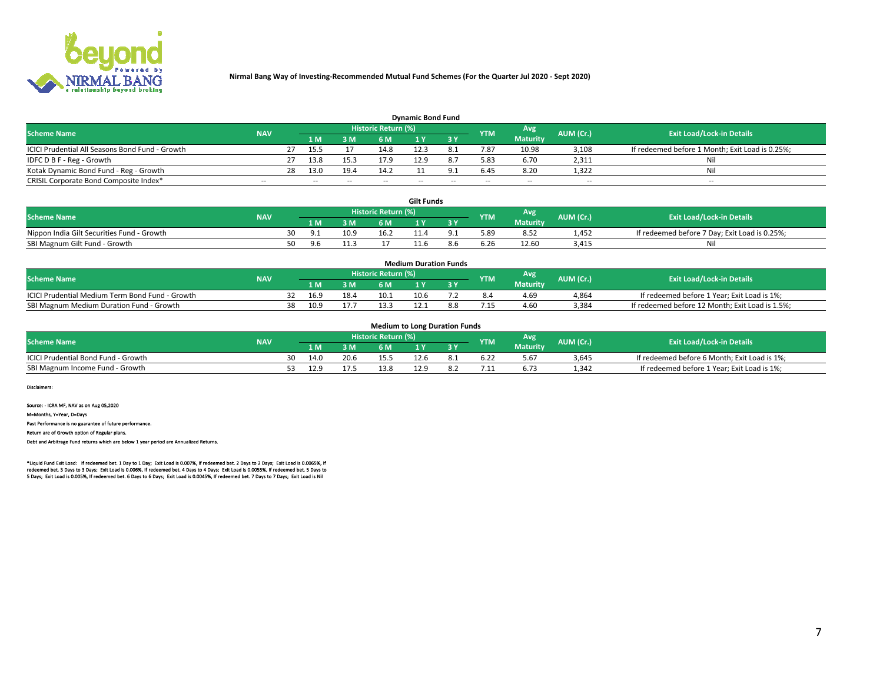Nirmal Bang Way of Investing-Recommended Mutual Fund Schemes (For the Quarter Jul 2020 - Sept 2020)

### Dynamic Bond Fund

| Scheme Name | NAV | Historic Return (%) | | | | | YTM | Avg Maturity | AUM (Cr.) | Exit Load/Lock-in Details |
|---|---|---|---|---|---|---|---|---|---|---|
| | | 1 M | 3 M | 6 M | 1 Y | 3 Y | | | | |
| ICICI Prudential All Seasons Bond Fund - Growth | 27 | 15.5 | 17 | 14.8 | 12.3 | 8.1 | 7.87 | 10.98 | 3,108 | If redeemed before 1 Month; Exit Load is 0.25%; |
| IDFC D B F - Reg - Growth | 27 | 13.8 | 15.3 | 17.9 | 12.9 | 8.7 | 5.83 | 6.70 | 2,311 | Nil |
| Kotak Dynamic Bond Fund - Reg - Growth | 28 | 13.0 | 19.4 | 14.2 | 11 | 9.1 | 6.45 | 8.20 | 1,322 | Nil |
| CRISIL Corporate Bond Composite Index* | -- | -- | -- | -- | -- | -- | -- | -- | -- | -- |

### Gilt Funds

| Scheme Name | NAV | Historic Return (%) | | | | | YTM | Avg Maturity | AUM (Cr.) | Exit Load/Lock-in Details |
|---|---|---|---|---|---|---|---|---|---|---|
| | | 1 M | 3 M | 6 M | 1 Y | 3 Y | | | | |
| Nippon India Gilt Securities Fund - Growth | 30 | 9.1 | 10.9 | 16.2 | 11.4 | 9.1 | 5.89 | 8.52 | 1,452 | If redeemed before 7 Day; Exit Load is 0.25%; |
| SBI Magnum Gilt Fund - Growth | 50 | 9.6 | 11.3 | 17 | 11.6 | 8.6 | 6.26 | 12.60 | 3,415 | Nil |

### Medium Duration Funds

| Scheme Name | NAV | Historic Return (%) | | | | | YTM | Avg Maturity | AUM (Cr.) | Exit Load/Lock-in Details |
|---|---|---|---|---|---|---|---|---|---|---|
| | | 1 M | 3 M | 6 M | 1 Y | 3 Y | | | | |
| ICICI Prudential Medium Term Bond Fund - Growth | 32 | 16.9 | 18.4 | 10.1 | 10.6 | 7.2 | 8.4 | 4.69 | 4,864 | If redeemed before 1 Year; Exit Load is 1%; |
| SBI Magnum Medium Duration Fund - Growth | 38 | 10.9 | 17.7 | 13.3 | 12.1 | 8.8 | 7.15 | 4.60 | 3,384 | If redeemed before 12 Month; Exit Load is 1.5%; |

### Medium to Long Duration Funds

| Scheme Name | NAV | Historic Return (%) | | | | | YTM | Avg Maturity | AUM (Cr.) | Exit Load/Lock-in Details |
|---|---|---|---|---|---|---|---|---|---|---|
| | | 1 M | 3 M | 6 M | 1 Y | 3 Y | | | | |
| ICICI Prudential Bond Fund - Growth | 30 | 14.0 | 20.6 | 15.5 | 12.6 | 8.1 | 6.22 | 5.67 | 3,645 | If redeemed before 6 Month; Exit Load is 1%; |
| SBI Magnum Income Fund - Growth | 53 | 12.9 | 17.5 | 13.8 | 12.9 | 8.2 | 7.11 | 6.73 | 1,342 | If redeemed before 1 Year; Exit Load is 1%; |

Disclaimers:

Source: - ICRA MF, NAV as on Aug 05,2020

M=Months, Y=Year, D=Days

Past Performance is no guarantee of future performance.

Return are of Growth option of Regular plans.

Debt and Arbitrage Fund returns which are below 1 year period are Annualized Returns.

*Liquid Fund Exit Load: If redeemed bet. 1 Day to 1 Day; Exit Load is 0.007%, If redeemed bet. 2 Days to 2 Days; Exit Load is 0.0065%, If redeemed bet. 3 Days to 3 Days; Exit Load is 0.006%, If redeemed bet. 4 Days to 4 Days; Exit Load is 0.0055%, If redeemed bet. 5 Days to 5 Days; Exit Load is 0.005%, If redeemed bet. 6 Days to 6 Days; Exit Load is 0.0045%, If redeemed bet. 7 Days to 7 Days; Exit Load is Nil